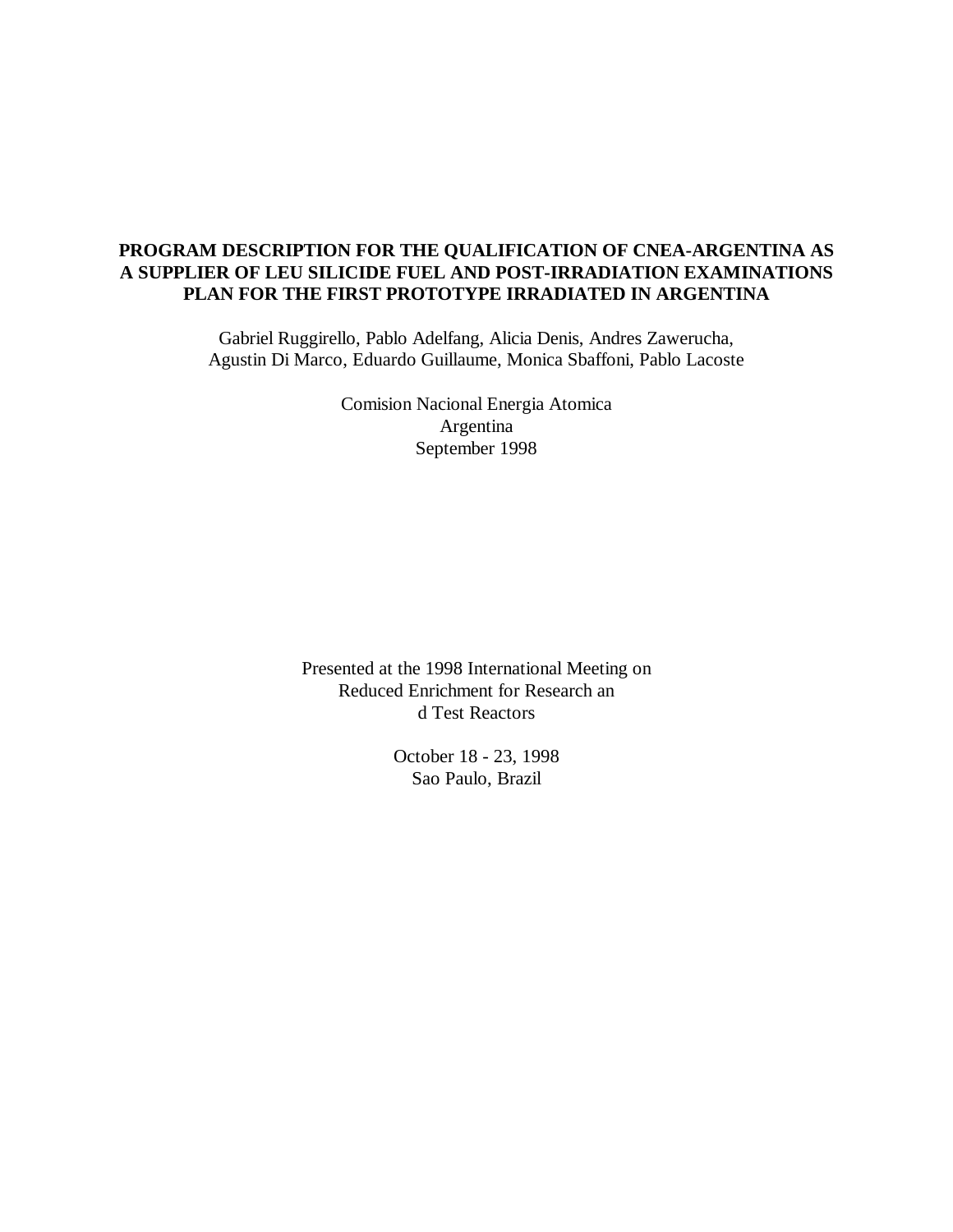# PROGRAM DESCRIPTION FOR THE QUALIFICATION OF CNEA-ARGENTINA AS A SUPPLIER OF LEU SILICIDE FUEL AND POST-IRRADIATION EXAMINATIONS PLAN FOR THE FIRST PROTOTYPE IRRADIATED IN ARGENTINA

Gabriel Ruggirello, Pablo Adelfang, Alicia Denis, Andres Zawerucha, Agustin Di Marco, Eduardo Guillaume, Monica Sbaffoni, Pablo Lacoste

Comision Nacional Energia Atomica
Argentina
September 1998

Presented at the 1998 International Meeting on
Reduced Enrichment for Research an
d Test Reactors

October 18 - 23, 1998
Sao Paulo, Brazil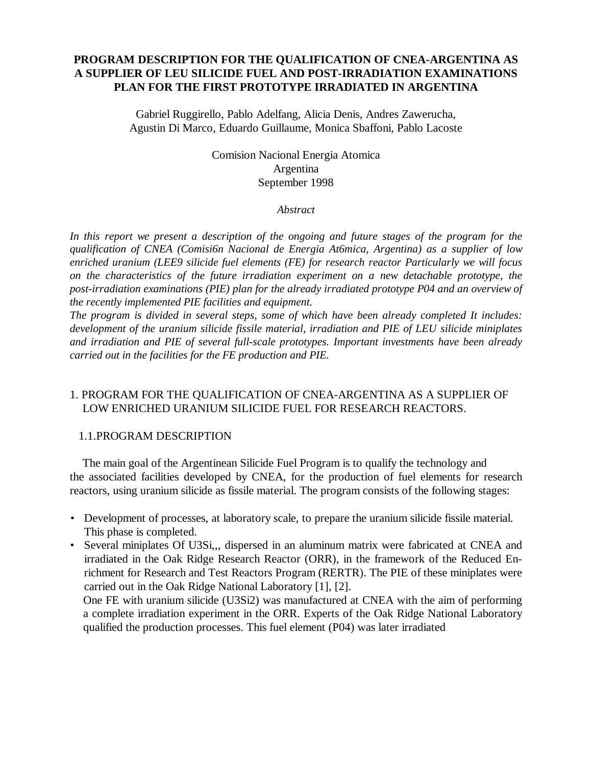**PROGRAM DESCRIPTION FOR THE QUALIFICATION OF CNEA-ARGENTINA AS A SUPPLIER OF LEU SILICIDE FUEL AND POST-IRRADIATION EXAMINATIONS PLAN FOR THE FIRST PROTOTYPE IRRADIATED IN ARGENTINA**

Gabriel Ruggirello, Pablo Adelfang, Alicia Denis, Andres Zawerucha, Agustin Di Marco, Eduardo Guillaume, Monica Sbaffoni, Pablo Lacoste

Comision Nacional Energia Atomica
Argentina
September 1998

*Abstract*

*In this report we present a description of the ongoing and future stages of the program for the qualification of CNEA (Comisi6n Nacional de Energia At6mica, Argentina) as a supplier of low enriched uranium (LEE9 silicide fuel elements (FE) for research reactor Particularly we will focus on the characteristics of the future irradiation experiment on a new detachable prototype, the post-irradiation examinations (PIE) plan for the already irradiated prototype P04 and an overview of the recently implemented PIE facilities and equipment.*
*The program is divided in several steps, some of which have been already completed It includes: development of the uranium silicide fissile material, irradiation and PIE of LEU silicide miniplates and irradiation and PIE of several full-scale prototypes. Important investments have been already carried out in the facilities for the FE production and PIE.*

## 1. PROGRAM FOR THE QUALIFICATION OF CNEA-ARGENTINA AS A SUPPLIER OF LOW ENRICHED URANIUM SILICIDE FUEL FOR RESEARCH REACTORS.

### 1.1. PROGRAM DESCRIPTION

The main goal of the Argentinean Silicide Fuel Program is to qualify the technology and the associated facilities developed by CNEA, for the production of fuel elements for research reactors, using uranium silicide as fissile material. The program consists of the following stages:

- Development of processes, at laboratory scale, to prepare the uranium silicide fissile material. This phase is completed.
- Several miniplates Of U3Si,,, dispersed in an aluminum matrix were fabricated at CNEA and irradiated in the Oak Ridge Research Reactor (ORR), in the framework of the Reduced Enrichment for Research and Test Reactors Program (RERTR). The PIE of these miniplates were carried out in the Oak Ridge National Laboratory [1], [2].
  One FE with uranium silicide ($U_3Si_2$) was manufactured at CNEA with the aim of performing a complete irradiation experiment in the ORR. Experts of the Oak Ridge National Laboratory qualified the production processes. This fuel element (P04) was later irradiated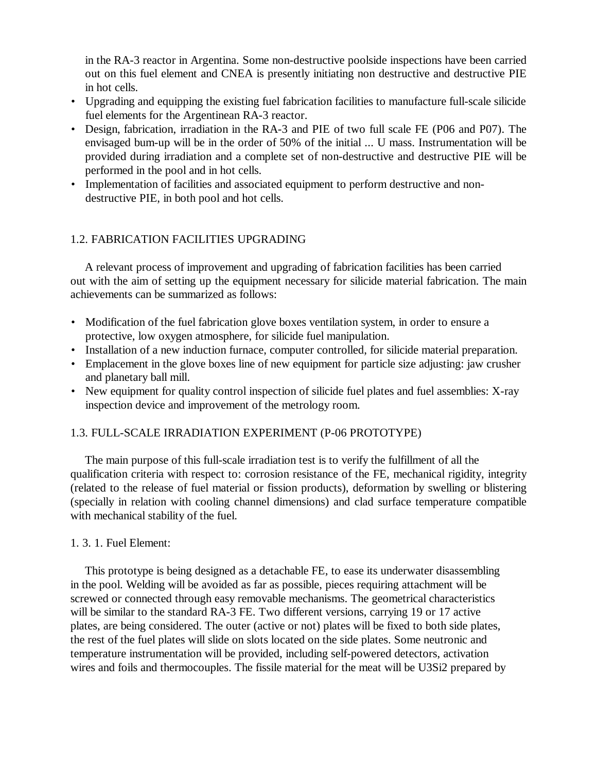in the RA-3 reactor in Argentina. Some non-destructive poolside inspections have been carried out on this fuel element and CNEA is presently initiating non destructive and destructive PIE in hot cells.

- Upgrading and equipping the existing fuel fabrication facilities to manufacture full-scale silicide fuel elements for the Argentinean RA-3 reactor.
- Design, fabrication, irradiation in the RA-3 and PIE of two full scale FE (P06 and P07). The envisaged bum-up will be in the order of 50% of the initial ... U mass. Instrumentation will be provided during irradiation and a complete set of non-destructive and destructive PIE will be performed in the pool and in hot cells.
- Implementation of facilities and associated equipment to perform destructive and non-destructive PIE, in both pool and hot cells.

## 1.2. FABRICATION FACILITIES UPGRADING

A relevant process of improvement and upgrading of fabrication facilities has been carried out with the aim of setting up the equipment necessary for silicide material fabrication. The main achievements can be summarized as follows:

- Modification of the fuel fabrication glove boxes ventilation system, in order to ensure a protective, low oxygen atmosphere, for silicide fuel manipulation.
- Installation of a new induction furnace, computer controlled, for silicide material preparation.
- Emplacement in the glove boxes line of new equipment for particle size adjusting: jaw crusher and planetary ball mill.
- New equipment for quality control inspection of silicide fuel plates and fuel assemblies: X-ray inspection device and improvement of the metrology room.

## 1.3. FULL-SCALE IRRADIATION EXPERIMENT (P-06 PROTOTYPE)

The main purpose of this full-scale irradiation test is to verify the fulfillment of all the qualification criteria with respect to: corrosion resistance of the FE, mechanical rigidity, integrity (related to the release of fuel material or fission products), deformation by swelling or blistering (specially in relation with cooling channel dimensions) and clad surface temperature compatible with mechanical stability of the fuel.

### 1. 3. 1. Fuel Element:

This prototype is being designed as a detachable FE, to ease its underwater disassembling in the pool. Welding will be avoided as far as possible, pieces requiring attachment will be screwed or connected through easy removable mechanisms. The geometrical characteristics will be similar to the standard RA-3 FE. Two different versions, carrying 19 or 17 active plates, are being considered. The outer (active or not) plates will be fixed to both side plates, the rest of the fuel plates will slide on slots located on the side plates. Some neutronic and temperature instrumentation will be provided, including self-powered detectors, activation wires and foils and thermocouples. The fissile material for the meat will be $U_3Si_2$ prepared by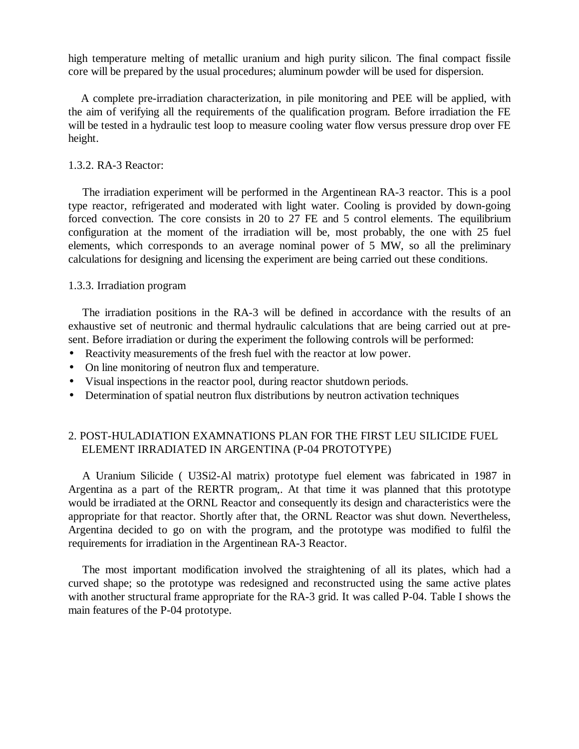high temperature melting of metallic uranium and high purity silicon. The final compact fissile core will be prepared by the usual procedures; aluminum powder will be used for dispersion.

A complete pre-irradiation characterization, in pile monitoring and PEE will be applied, with the aim of verifying all the requirements of the qualification program. Before irradiation the FE will be tested in a hydraulic test loop to measure cooling water flow versus pressure drop over FE height.

### 1.3.2. RA-3 Reactor:

The irradiation experiment will be performed in the Argentinean RA-3 reactor. This is a pool type reactor, refrigerated and moderated with light water. Cooling is provided by down-going forced convection. The core consists in 20 to 27 FE and 5 control elements. The equilibrium configuration at the moment of the irradiation will be, most probably, the one with 25 fuel elements, which corresponds to an average nominal power of 5 MW, so all the preliminary calculations for designing and licensing the experiment are being carried out these conditions.

### 1.3.3. Irradiation program

The irradiation positions in the RA-3 will be defined in accordance with the results of an exhaustive set of neutronic and thermal hydraulic calculations that are being carried out at present. Before irradiation or during the experiment the following controls will be performed:

- Reactivity measurements of the fresh fuel with the reactor at low power.
- On line monitoring of neutron flux and temperature.
- Visual inspections in the reactor pool, during reactor shutdown periods.
- Determination of spatial neutron flux distributions by neutron activation techniques

## 2. POST-HULADIATION EXAMNATIONS PLAN FOR THE FIRST LEU SILICIDE FUEL ELEMENT IRRADIATED IN ARGENTINA (P-04 PROTOTYPE)

A Uranium Silicide ( $U_3Si_2$-Al matrix) prototype fuel element was fabricated in 1987 in Argentina as a part of the RERTR program,. At that time it was planned that this prototype would be irradiated at the ORNL Reactor and consequently its design and characteristics were the appropriate for that reactor. Shortly after that, the ORNL Reactor was shut down. Nevertheless, Argentina decided to go on with the program, and the prototype was modified to fulfil the requirements for irradiation in the Argentinean RA-3 Reactor.

The most important modification involved the straightening of all its plates, which had a curved shape; so the prototype was redesigned and reconstructed using the same active plates with another structural frame appropriate for the RA-3 grid. It was called P-04. Table I shows the main features of the P-04 prototype.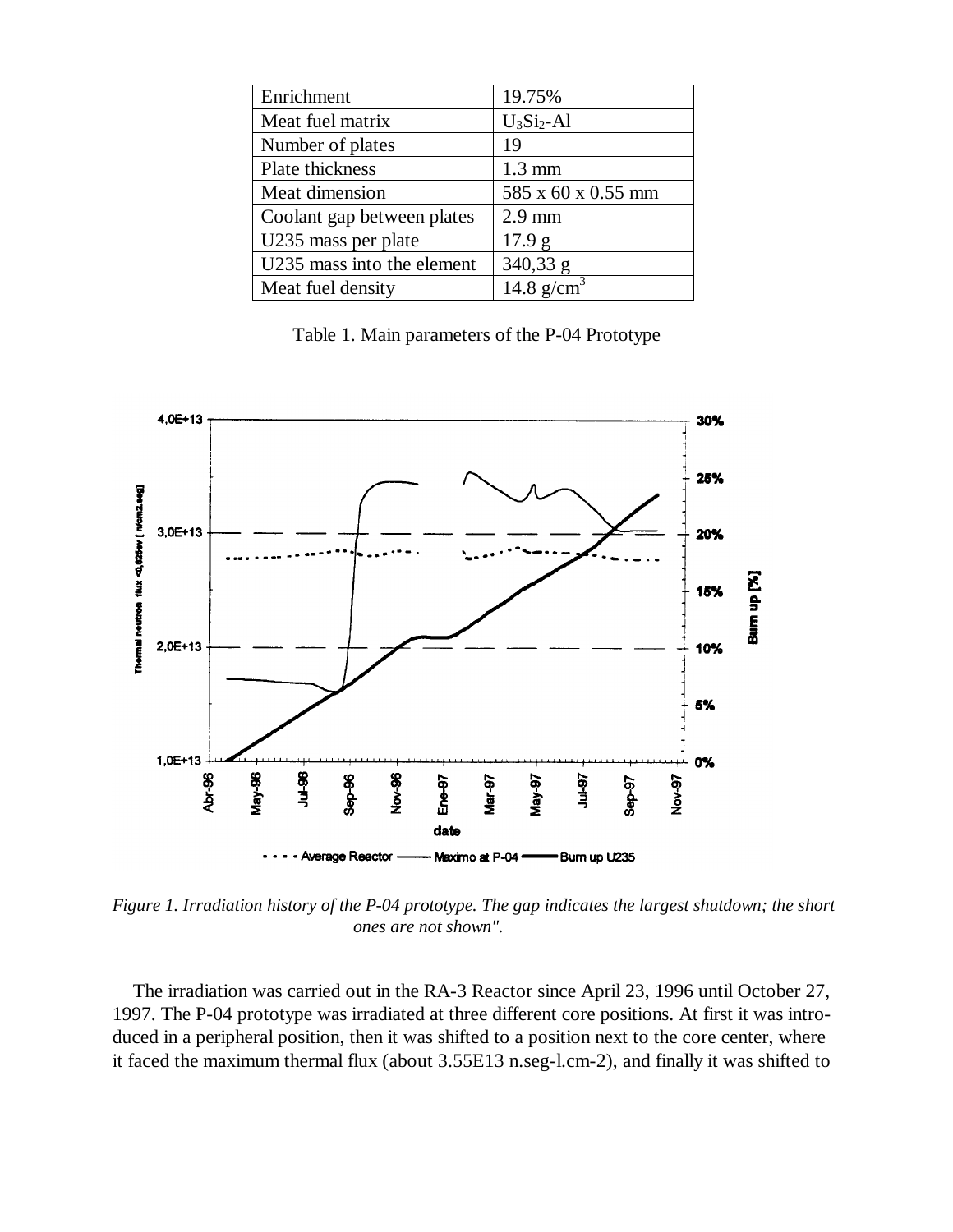| Enrichment | 19.75% |
|---|---|
| Meat fuel matrix | $U_3Si_2$-Al |
| Number of plates | 19 |
| Plate thickness | 1.3 mm |
| Meat dimension | 585 x 60 x 0.55 mm |
| Coolant gap between plates | 2.9 mm |
| U235 mass per plate | 17.9 g |
| U235 mass into the element | 340,33 g |
| Meat fuel density | 14.8 g/cm$^3$ |

Table 1. Main parameters of the P-04 Prototype

*Figure 1. Irradiation history of the P-04 prototype. The gap indicates the largest shutdown; the short ones are not shown".*

The irradiation was carried out in the RA-3 Reactor since April 23, 1996 until October 27, 1997. The P-04 prototype was irradiated at three different core positions. At first it was introduced in a peripheral position, then it was shifted to a position next to the core center, where it faced the maximum thermal flux (about 3.55E13 n.seg-l.cm-2), and finally it was shifted to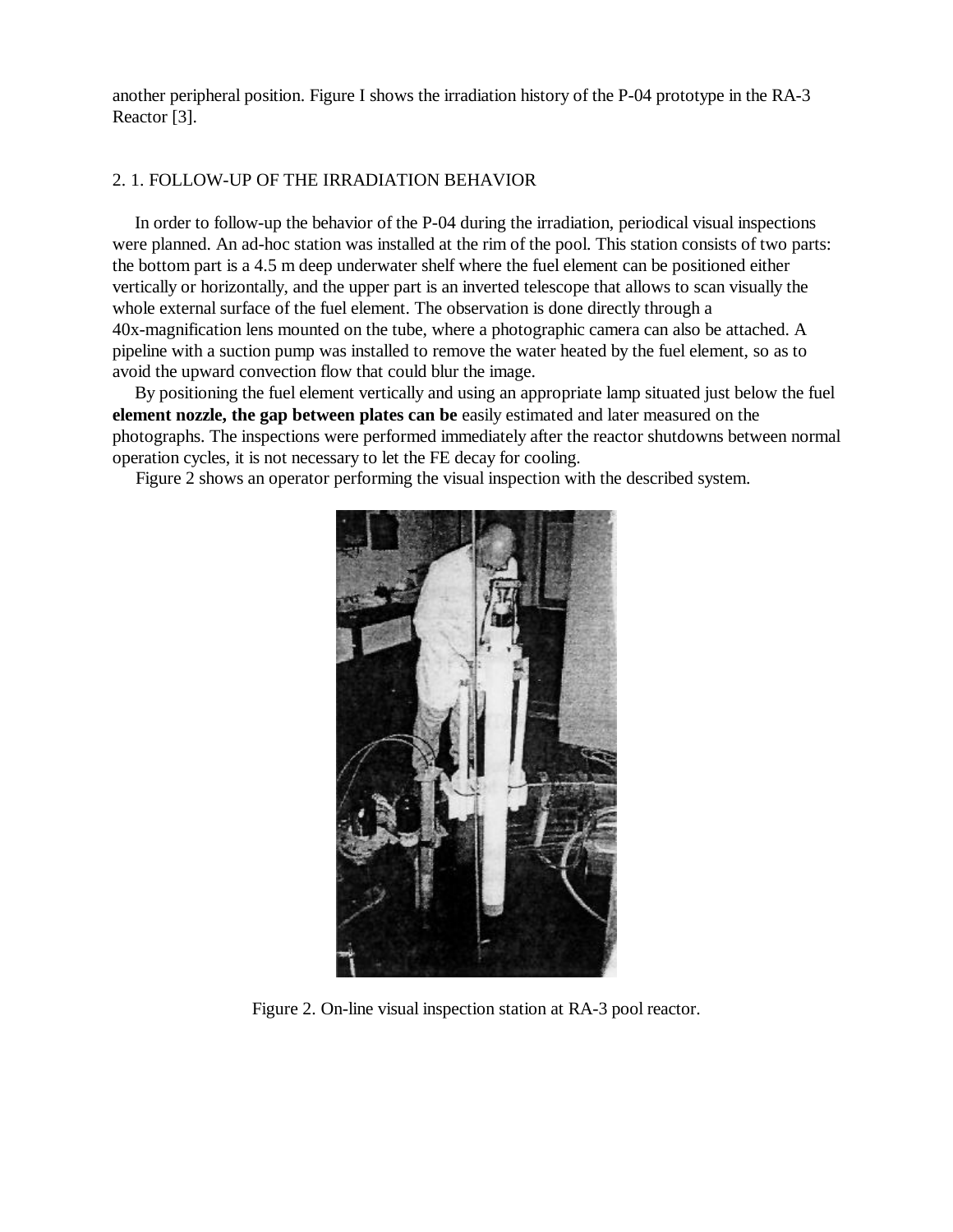another peripheral position. Figure I shows the irradiation history of the P-04 prototype in the RA-3 Reactor [3].

## 2. 1. FOLLOW-UP OF THE IRRADIATION BEHAVIOR

In order to follow-up the behavior of the P-04 during the irradiation, periodical visual inspections were planned. An ad-hoc station was installed at the rim of the pool. This station consists of two parts: the bottom part is a 4.5 m deep underwater shelf where the fuel element can be positioned either vertically or horizontally, and the upper part is an inverted telescope that allows to scan visually the whole external surface of the fuel element. The observation is done directly through a 40x-magnification lens mounted on the tube, where a photographic camera can also be attached. A pipeline with a suction pump was installed to remove the water heated by the fuel element, so as to avoid the upward convection flow that could blur the image.

By positioning the fuel element vertically and using an appropriate lamp situated just below the fuel **element nozzle, the gap between plates can be** easily estimated and later measured on the photographs. The inspections were performed immediately after the reactor shutdowns between normal operation cycles, it is not necessary to let the FE decay for cooling.

Figure 2 shows an operator performing the visual inspection with the described system.

Figure 2. On-line visual inspection station at RA-3 pool reactor.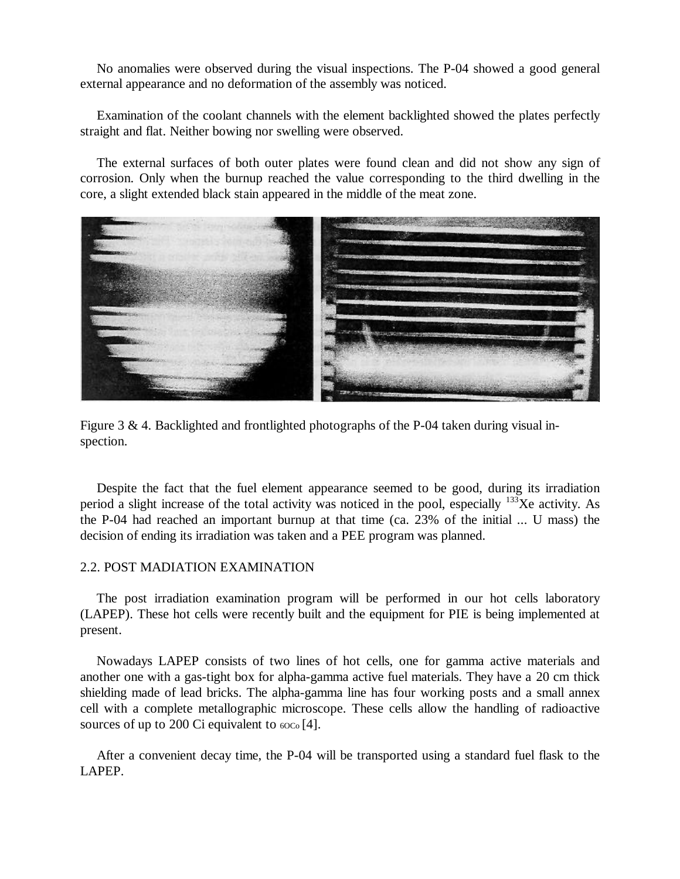No anomalies were observed during the visual inspections. The P-04 showed a good general external appearance and no deformation of the assembly was noticed.

Examination of the coolant channels with the element backlighted showed the plates perfectly straight and flat. Neither bowing nor swelling were observed.

The external surfaces of both outer plates were found clean and did not show any sign of corrosion. Only when the burnup reached the value corresponding to the third dwelling in the core, a slight extended black stain appeared in the middle of the meat zone.

Figure 3 & 4. Backlighted and frontlighted photographs of the P-04 taken during visual inspection.

Despite the fact that the fuel element appearance seemed to be good, during its irradiation period a slight increase of the total activity was noticed in the pool, especially $^{133}Xe$ activity. As the P-04 had reached an important burnup at that time (ca. 23% of the initial ... U mass) the decision of ending its irradiation was taken and a PEE program was planned.

## 2.2. POST MADIATION EXAMINATION

The post irradiation examination program will be performed in our hot cells laboratory (LAPEP). These hot cells were recently built and the equipment for PIE is being implemented at present.

Nowadays LAPEP consists of two lines of hot cells, one for gamma active materials and another one with a gas-tight box for alpha-gamma active fuel materials. They have a 20 cm thick shielding made of lead bricks. The alpha-gamma line has four working posts and a small annex cell with a complete metallographic microscope. These cells allow the handling of radioactive sources of up to 200 Ci equivalent to $^{60}Co$ [4].

After a convenient decay time, the P-04 will be transported using a standard fuel flask to the LAPEP.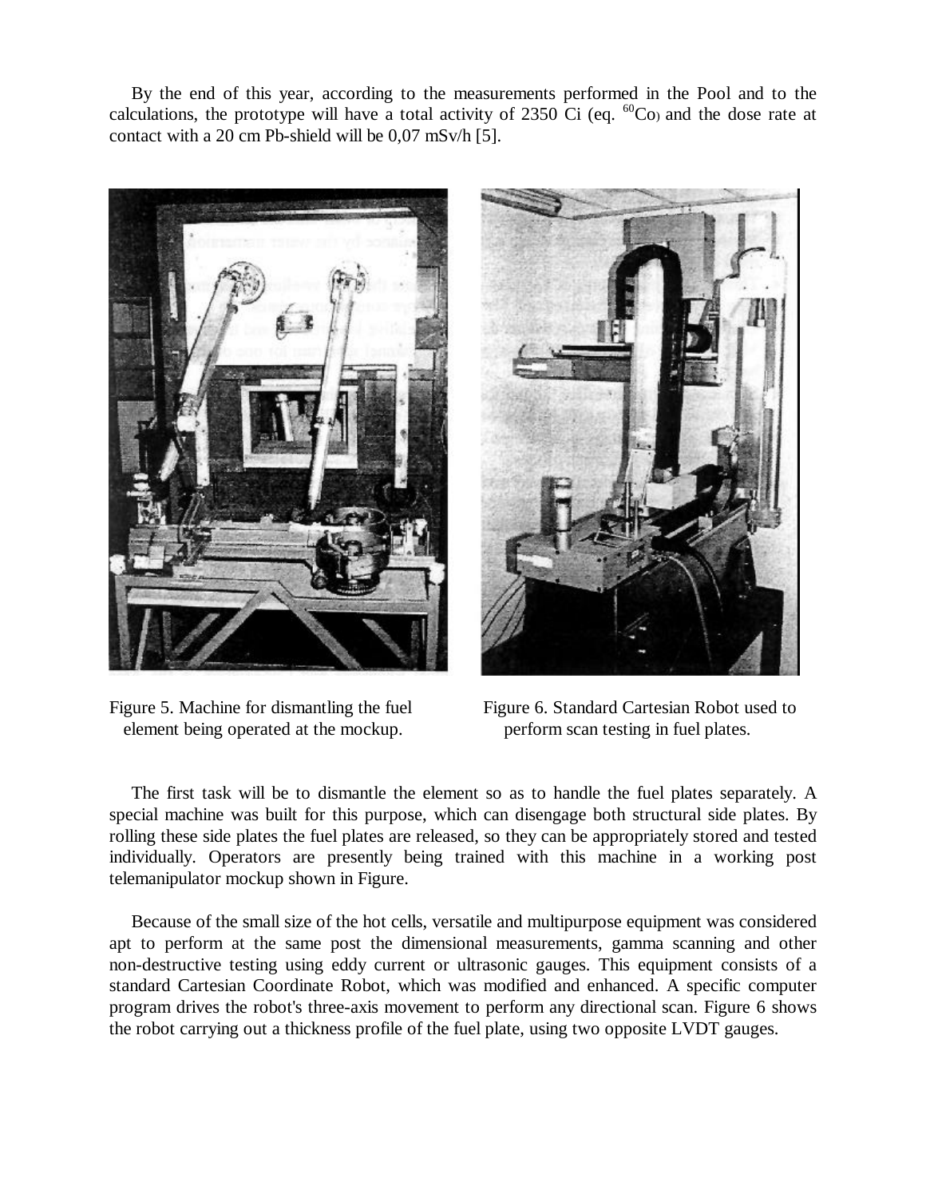By the end of this year, according to the measurements performed in the Pool and to the calculations, the prototype will have a total activity of 2350 Ci (eq. $^{60}Co$) and the dose rate at contact with a 20 cm Pb-shield will be 0,07 mSv/h [5].

Figure 5. Machine for dismantling the fuel element being operated at the mockup.

Figure 6. Standard Cartesian Robot used to perform scan testing in fuel plates.

The first task will be to dismantle the element so as to handle the fuel plates separately. A special machine was built for this purpose, which can disengage both structural side plates. By rolling these side plates the fuel plates are released, so they can be appropriately stored and tested individually. Operators are presently being trained with this machine in a working post telemanipulator mockup shown in Figure.

Because of the small size of the hot cells, versatile and multipurpose equipment was considered apt to perform at the same post the dimensional measurements, gamma scanning and other non-destructive testing using eddy current or ultrasonic gauges. This equipment consists of a standard Cartesian Coordinate Robot, which was modified and enhanced. A specific computer program drives the robot's three-axis movement to perform any directional scan. Figure 6 shows the robot carrying out a thickness profile of the fuel plate, using two opposite LVDT gauges.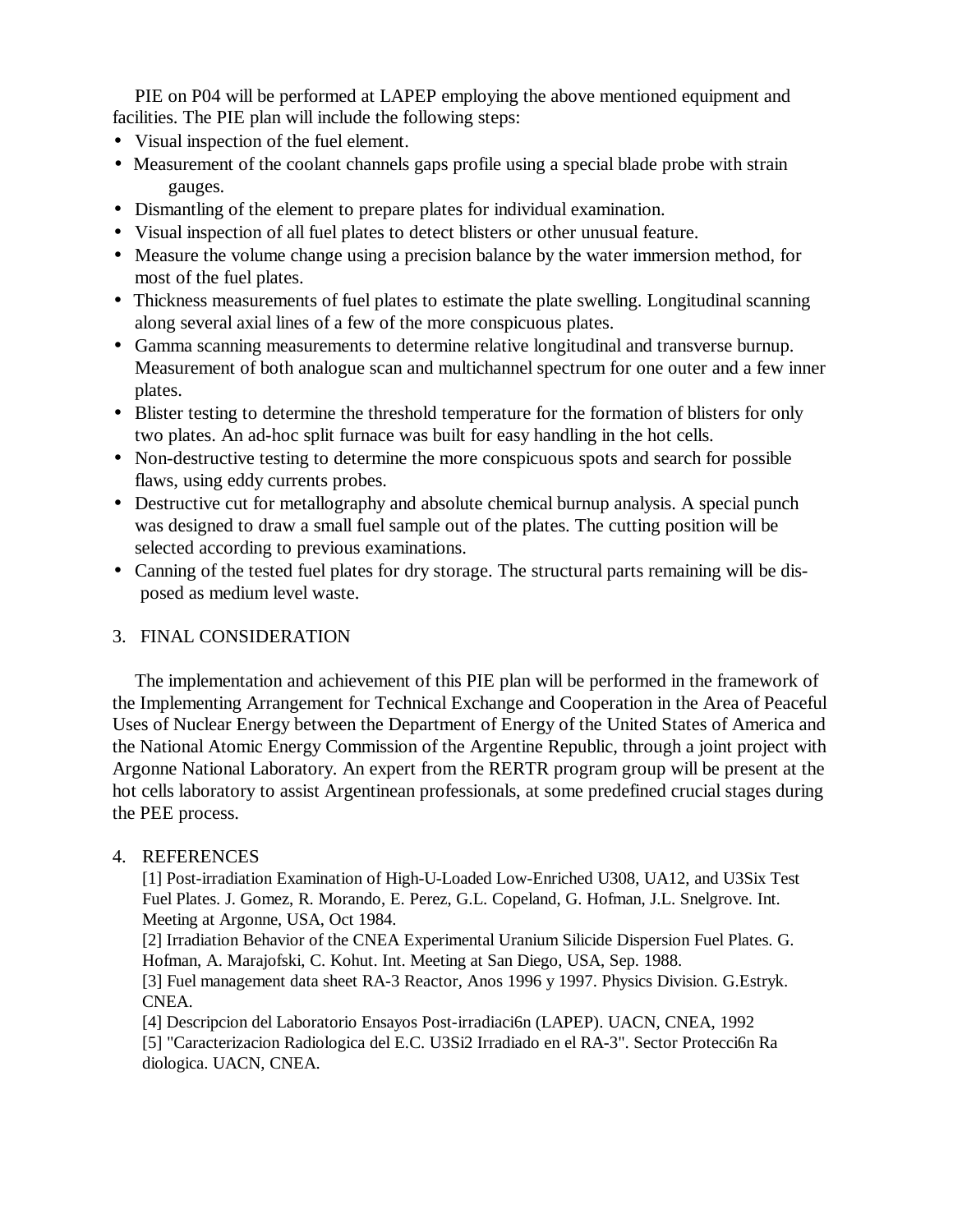PIE on P04 will be performed at LAPEP employing the above mentioned equipment and facilities. The PIE plan will include the following steps:

- Visual inspection of the fuel element.
- Measurement of the coolant channels gaps profile using a special blade probe with strain gauges.
- Dismantling of the element to prepare plates for individual examination.
- Visual inspection of all fuel plates to detect blisters or other unusual feature.
- Measure the volume change using a precision balance by the water immersion method, for most of the fuel plates.
- Thickness measurements of fuel plates to estimate the plate swelling. Longitudinal scanning along several axial lines of a few of the more conspicuous plates.
- Gamma scanning measurements to determine relative longitudinal and transverse burnup. Measurement of both analogue scan and multichannel spectrum for one outer and a few inner plates.
- Blister testing to determine the threshold temperature for the formation of blisters for only two plates. An ad-hoc split furnace was built for easy handling in the hot cells.
- Non-destructive testing to determine the more conspicuous spots and search for possible flaws, using eddy currents probes.
- Destructive cut for metallography and absolute chemical burnup analysis. A special punch was designed to draw a small fuel sample out of the plates. The cutting position will be selected according to previous examinations.
- Canning of the tested fuel plates for dry storage. The structural parts remaining will be disposed as medium level waste.

## 3. FINAL CONSIDERATION

The implementation and achievement of this PIE plan will be performed in the framework of the Implementing Arrangement for Technical Exchange and Cooperation in the Area of Peaceful Uses of Nuclear Energy between the Department of Energy of the United States of America and the National Atomic Energy Commission of the Argentine Republic, through a joint project with Argonne National Laboratory. An expert from the RERTR program group will be present at the hot cells laboratory to assist Argentinean professionals, at some predefined crucial stages during the PEE process.

## 4. REFERENCES

[1] Post-irradiation Examination of High-U-Loaded Low-Enriched U308, UA12, and U3Six Test Fuel Plates. J. Gomez, R. Morando, E. Perez, G.L. Copeland, G. Hofman, J.L. Snelgrove. Int. Meeting at Argonne, USA, Oct 1984.

[2] Irradiation Behavior of the CNEA Experimental Uranium Silicide Dispersion Fuel Plates. G. Hofman, A. Marajofski, C. Kohut. Int. Meeting at San Diego, USA, Sep. 1988.

[3] Fuel management data sheet RA-3 Reactor, Anos 1996 y 1997. Physics Division. G.Estryk. CNEA.

[4] Descripcion del Laboratorio Ensayos Post-irradiaci6n (LAPEP). UACN, CNEA, 1992

[5] "Caracterizacion Radiologica del E.C. U3Si2 Irradiado en el RA-3". Sector Protecci6n Radiologica. UACN, CNEA.